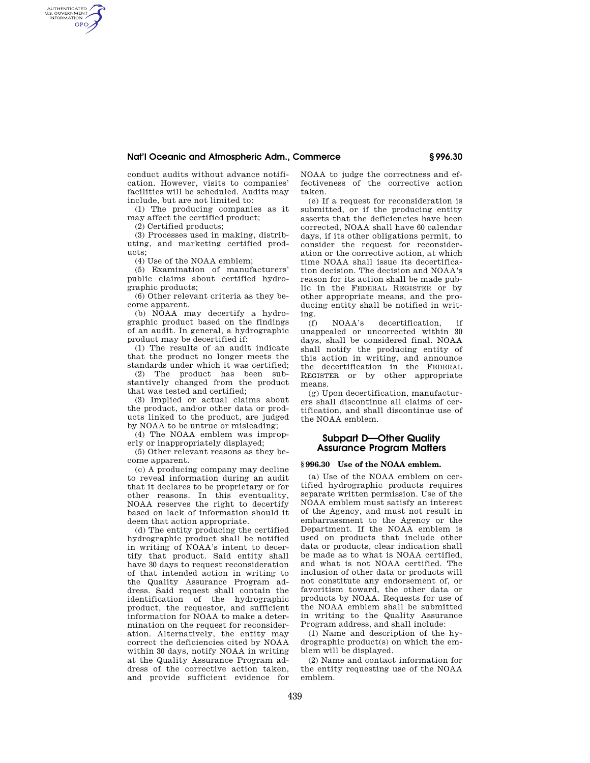conduct audits without advance notification. However, visits to companies' facilities will be scheduled. Audits may include, but are not limited to:

(1) The producing companies as it may affect the certified product;

(2) Certified products;

(3) Processes used in making, distributing, and marketing certified products;

(4) Use of the NOAA emblem;

(5) Examination of manufacturers' public claims about certified hydrographic products;

(6) Other relevant criteria as they become apparent.

(b) NOAA may decertify a hydrographic product based on the findings of an audit. In general, a hydrographic product may be decertified if:

(1) The results of an audit indicate that the product no longer meets the standards under which it was certified;

(2) The product has been substantively changed from the product that was tested and certified;

(3) Implied or actual claims about the product, and/or other data or products linked to the product, are judged by NOAA to be untrue or misleading;

(4) The NOAA emblem was improperly or inappropriately displayed;

(5) Other relevant reasons as they become apparent.

(c) A producing company may decline to reveal information during an audit that it declares to be proprietary or for other reasons. In this eventuality, NOAA reserves the right to decertify based on lack of information should it deem that action appropriate.

(d) The entity producing the certified hydrographic product shall be notified in writing of NOAA's intent to decertify that product. Said entity shall have 30 days to request reconsideration of that intended action in writing to the Quality Assurance Program address. Said request shall contain the identification of the hydrographic product, the requestor, and sufficient information for NOAA to make a determination on the request for reconsideration. Alternatively, the entity may correct the deficiencies cited by NOAA within 30 days, notify NOAA in writing at the Quality Assurance Program address of the corrective action taken, and provide sufficient evidence for NOAA to judge the correctness and effectiveness of the corrective action taken.

(e) If a request for reconsideration is submitted, or if the producing entity asserts that the deficiencies have been corrected, NOAA shall have 60 calendar days, if its other obligations permit, to consider the request for reconsideration or the corrective action, at which time NOAA shall issue its decertification decision. The decision and NOAA's reason for its action shall be made public in the FEDERAL REGISTER or by other appropriate means, and the producing entity shall be notified in writing.

(f) NOAA's decertification, if unappealed or uncorrected within 30 days, shall be considered final. NOAA shall notify the producing entity of this action in writing, and announce the decertification in the FEDERAL REGISTER or by other appropriate means.

(g) Upon decertification, manufacturers shall discontinue all claims of certification, and shall discontinue use of the NOAA emblem.

## Subpart D—Other Quality Assurance Program Matters

### § 996.30 Use of the NOAA emblem.

(a) Use of the NOAA emblem on certified hydrographic products requires separate written permission. Use of the NOAA emblem must satisfy an interest of the Agency, and must not result in embarrassment to the Agency or the Department. If the NOAA emblem is used on products that include other data or products, clear indication shall be made as to what is NOAA certified, and what is not NOAA certified. The inclusion of other data or products will not constitute any endorsement of, or favoritism toward, the other data or products by NOAA. Requests for use of the NOAA emblem shall be submitted in writing to the Quality Assurance Program address, and shall include:

(1) Name and description of the hydrographic product(s) on which the emblem will be displayed.

(2) Name and contact information for the entity requesting use of the NOAA emblem.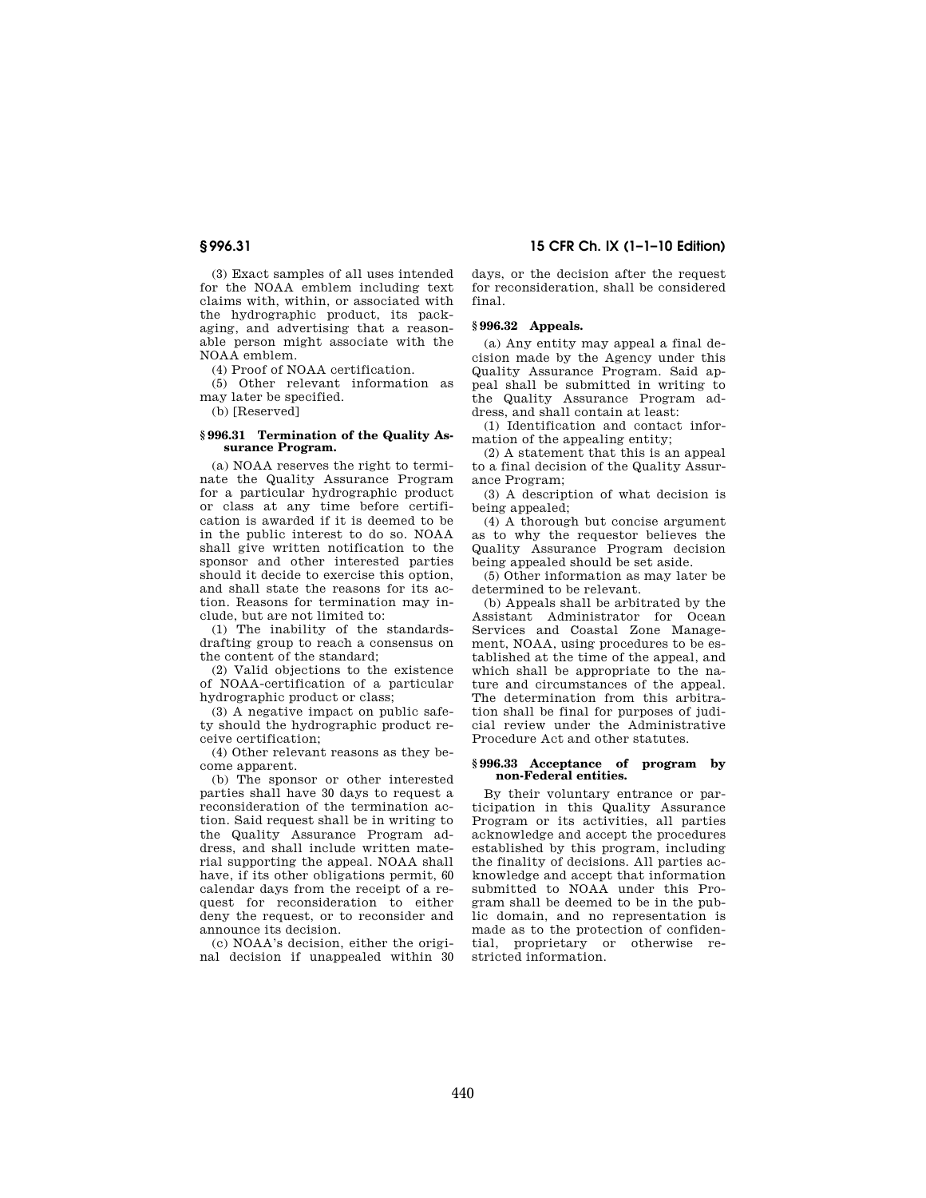(3) Exact samples of all uses intended for the NOAA emblem including text claims with, within, or associated with the hydrographic product, its packaging, and advertising that a reasonable person might associate with the NOAA emblem.

(4) Proof of NOAA certification.

(5) Other relevant information as may later be specified.

(b) [Reserved]

### § 996.31 Termination of the Quality Assurance Program.

(a) NOAA reserves the right to terminate the Quality Assurance Program for a particular hydrographic product or class at any time before certification is awarded if it is deemed to be in the public interest to do so. NOAA shall give written notification to the sponsor and other interested parties should it decide to exercise this option, and shall state the reasons for its action. Reasons for termination may include, but are not limited to:

(1) The inability of the standards-drafting group to reach a consensus on the content of the standard;

(2) Valid objections to the existence of NOAA-certification of a particular hydrographic product or class;

(3) A negative impact on public safety should the hydrographic product receive certification;

(4) Other relevant reasons as they become apparent.

(b) The sponsor or other interested parties shall have 30 days to request a reconsideration of the termination action. Said request shall be in writing to the Quality Assurance Program address, and shall include written material supporting the appeal. NOAA shall have, if its other obligations permit, 60 calendar days from the receipt of a request for reconsideration to either deny the request, or to reconsider and announce its decision.

(c) NOAA's decision, either the original decision if unappealed within 30 days, or the decision after the request for reconsideration, shall be considered final.

### § 996.32 Appeals.

(a) Any entity may appeal a final decision made by the Agency under this Quality Assurance Program. Said appeal shall be submitted in writing to the Quality Assurance Program address, and shall contain at least:

(1) Identification and contact information of the appealing entity;

(2) A statement that this is an appeal to a final decision of the Quality Assurance Program;

(3) A description of what decision is being appealed;

(4) A thorough but concise argument as to why the requestor believes the Quality Assurance Program decision being appealed should be set aside.

(5) Other information as may later be determined to be relevant.

(b) Appeals shall be arbitrated by the Assistant Administrator for Ocean Services and Coastal Zone Management, NOAA, using procedures to be established at the time of the appeal, and which shall be appropriate to the nature and circumstances of the appeal. The determination from this arbitration shall be final for purposes of judicial review under the Administrative Procedure Act and other statutes.

### § 996.33 Acceptance of program by non-Federal entities.

By their voluntary entrance or participation in this Quality Assurance Program or its activities, all parties acknowledge and accept the procedures established by this program, including the finality of decisions. All parties acknowledge and accept that information submitted to NOAA under this Program shall be deemed to be in the public domain, and no representation is made as to the protection of confidential, proprietary or otherwise restricted information.